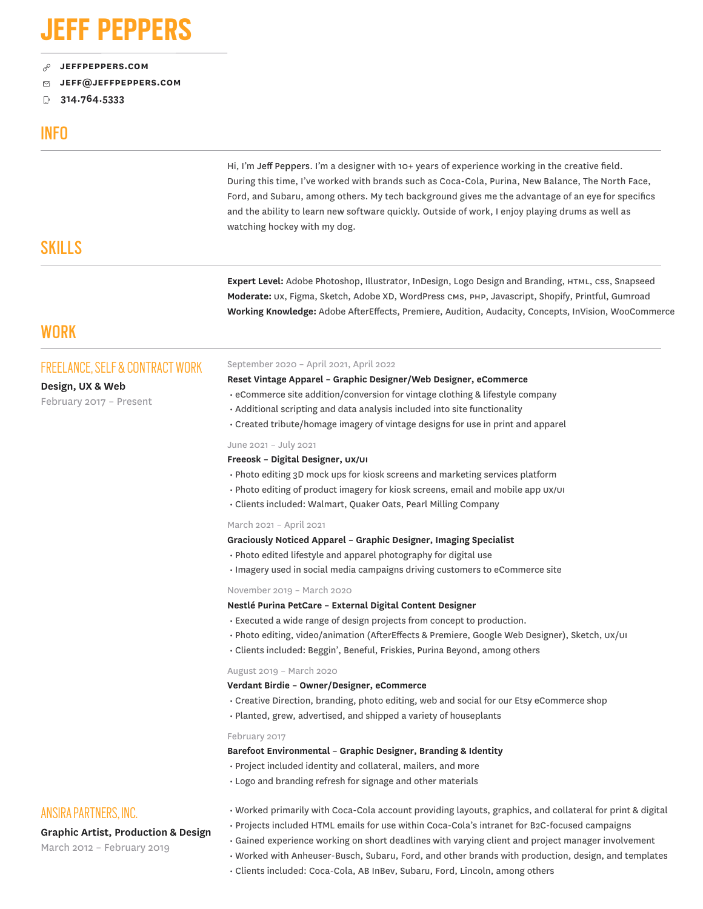# JEFF PEPPERS

JEFFPEPPERS.COM

JEFF@JEFFPEPPERS.COM

314.764.5333

## INFO

Hi, I'm Jeff Peppers. I'm a designer with 10+ years of experience working in the creative field. During this time, I've worked with brands such as Coca-Cola, Purina, New Balance, The North Face, Ford, and Subaru, among others. My tech background gives me the advantage of an eye for specifics and the ability to learn new software quickly. Outside of work, I enjoy playing drums as well as watching hockey with my dog.

## SKILLS

**Expert Level:** Adobe Photoshop, Illustrator, InDesign, Logo Design and Branding, HTML, CSS, Snapseed
**Moderate:** UX, Figma, Sketch, Adobe XD, WordPress CMS, PHP, Javascript, Shopify, Printful, Gumroad
**Working Knowledge:** Adobe AfterEffects, Premiere, Audition, Audacity, Concepts, InVision, WooCommerce

## WORK

### FREELANCE, SELF & CONTRACT WORK

**Design, UX & Web**
February 2017 – Present

September 2020 – April 2021, April 2022
**Reset Vintage Apparel – Graphic Designer/Web Designer, eCommerce**
- eCommerce site addition/conversion for vintage clothing & lifestyle company
- Additional scripting and data analysis included into site functionality
- Created tribute/homage imagery of vintage designs for use in print and apparel

June 2021 – July 2021
**Freeosk – Digital Designer, UX/UI**
- Photo editing 3D mock ups for kiosk screens and marketing services platform
- Photo editing of product imagery for kiosk screens, email and mobile app UX/UI
- Clients included: Walmart, Quaker Oats, Pearl Milling Company

March 2021 – April 2021
**Graciously Noticed Apparel – Graphic Designer, Imaging Specialist**
- Photo edited lifestyle and apparel photography for digital use
- Imagery used in social media campaigns driving customers to eCommerce site

November 2019 – March 2020
**Nestlé Purina PetCare – External Digital Content Designer**
- Executed a wide range of design projects from concept to production.
- Photo editing, video/animation (AfterEffects & Premiere, Google Web Designer), Sketch, UX/UI
- Clients included: Beggin', Beneful, Friskies, Purina Beyond, among others

August 2019 – March 2020
**Verdant Birdie – Owner/Designer, eCommerce**
- Creative Direction, branding, photo editing, web and social for our Etsy eCommerce shop
- Planted, grew, advertised, and shipped a variety of houseplants

February 2017
**Barefoot Environmental – Graphic Designer, Branding & Identity**
- Project included identity and collateral, mailers, and more
- Logo and branding refresh for signage and other materials

### ANSIRA PARTNERS, INC.

**Graphic Artist, Production & Design**
March 2012 – February 2019

- Worked primarily with Coca-Cola account providing layouts, graphics, and collateral for print & digital
- Projects included HTML emails for use within Coca-Cola's intranet for B2C-focused campaigns
- Gained experience working on short deadlines with varying client and project manager involvement
- Worked with Anheuser-Busch, Subaru, Ford, and other brands with production, design, and templates
- Clients included: Coca-Cola, AB InBev, Subaru, Ford, Lincoln, among others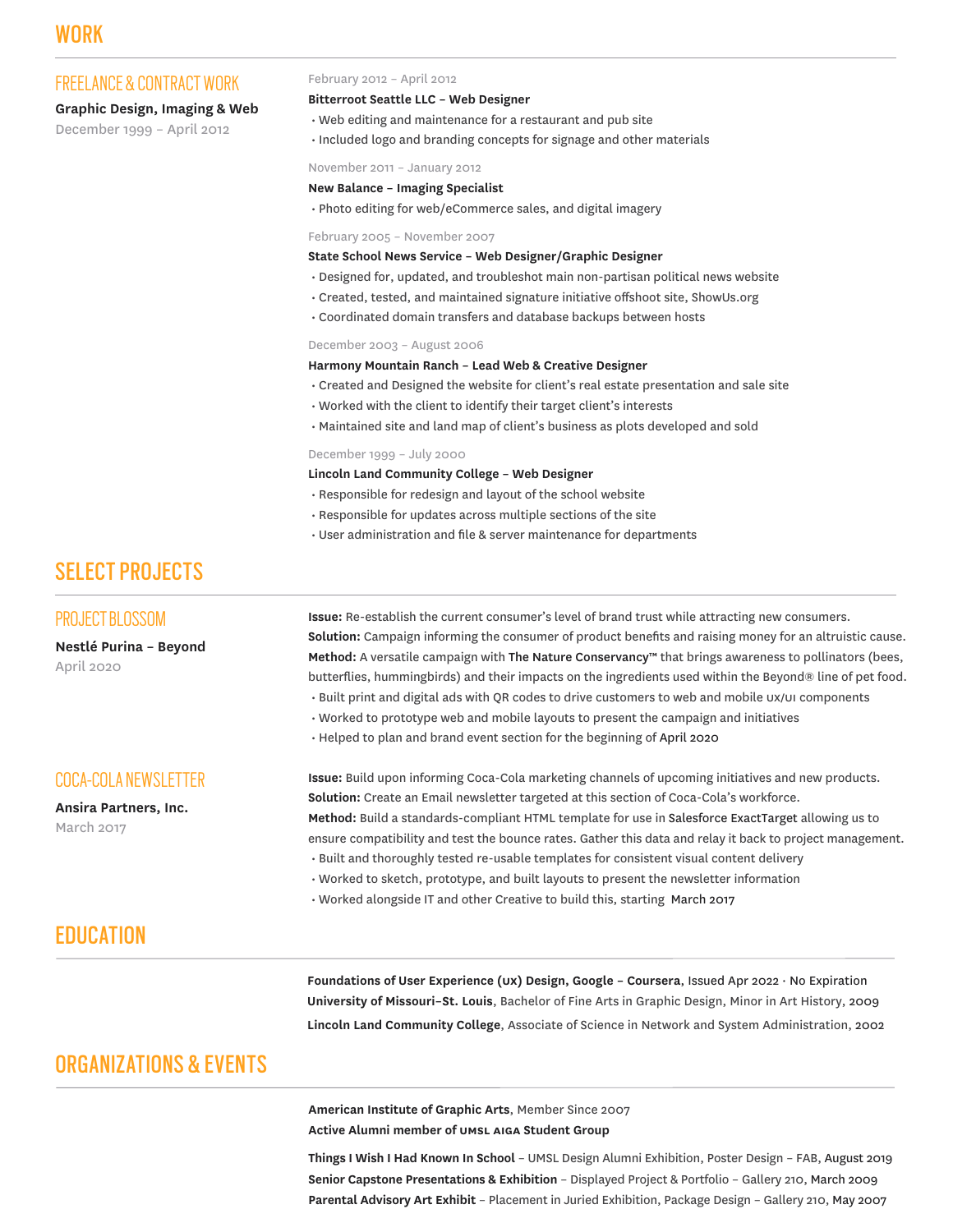## WORK

### FREELANCE & CONTRACT WORK

**Graphic Design, Imaging & Web**
December 1999 – April 2012

February 2012 – April 2012
**Bitterroot Seattle LLC – Web Designer**
- Web editing and maintenance for a restaurant and pub site
- Included logo and branding concepts for signage and other materials

November 2011 – January 2012
**New Balance – Imaging Specialist**
- Photo editing for web/eCommerce sales, and digital imagery

February 2005 – November 2007
**State School News Service – Web Designer/Graphic Designer**
- Designed for, updated, and troubleshot main non-partisan political news website
- Created, tested, and maintained signature initiative offshoot site, ShowUs.org
- Coordinated domain transfers and database backups between hosts

December 2003 – August 2006
**Harmony Mountain Ranch – Lead Web & Creative Designer**
- Created and Designed the website for client's real estate presentation and sale site
- Worked with the client to identify their target client's interests
- Maintained site and land map of client's business as plots developed and sold

December 1999 – July 2000
**Lincoln Land Community College – Web Designer**
- Responsible for redesign and layout of the school website
- Responsible for updates across multiple sections of the site
- User administration and file & server maintenance for departments

## SELECT PROJECTS

### PROJECT BLOSSOM

**Nestlé Purina – Beyond**
April 2020

**Issue:** Re-establish the current consumer's level of brand trust while attracting new consumers.
**Solution:** Campaign informing the consumer of product benefits and raising money for an altruistic cause.
**Method:** A versatile campaign with The Nature Conservancy™ that brings awareness to pollinators (bees, butterflies, hummingbirds) and their impacts on the ingredients used within the Beyond® line of pet food.
- Built print and digital ads with QR codes to drive customers to web and mobile UX/UI components
- Worked to prototype web and mobile layouts to present the campaign and initiatives
- Helped to plan and brand event section for the beginning of April 2020

### COCA-COLA NEWSLETTER

**Ansira Partners, Inc.**
March 2017

**Issue:** Build upon informing Coca-Cola marketing channels of upcoming initiatives and new products.
**Solution:** Create an Email newsletter targeted at this section of Coca-Cola's workforce.
**Method:** Build a standards-compliant HTML template for use in Salesforce ExactTarget allowing us to ensure compatibility and test the bounce rates. Gather this data and relay it back to project management.
- Built and thoroughly tested re-usable templates for consistent visual content delivery
- Worked to sketch, prototype, and built layouts to present the newsletter information
- Worked alongside IT and other Creative to build this, starting March 2017

## EDUCATION

**Foundations of User Experience (UX) Design, Google – Coursera**, Issued Apr 2022 · No Expiration
**University of Missouri–St. Louis**, Bachelor of Fine Arts in Graphic Design, Minor in Art History, 2009
**Lincoln Land Community College**, Associate of Science in Network and System Administration, 2002

## ORGANIZATIONS & EVENTS

**American Institute of Graphic Arts**, Member Since 2007
**Active Alumni member of UMSL AIGA Student Group**

**Things I Wish I Had Known In School** – UMSL Design Alumni Exhibition, Poster Design – FAB, August 2019
**Senior Capstone Presentations & Exhibition** – Displayed Project & Portfolio – Gallery 210, March 2009
**Parental Advisory Art Exhibit** – Placement in Juried Exhibition, Package Design – Gallery 210, May 2007